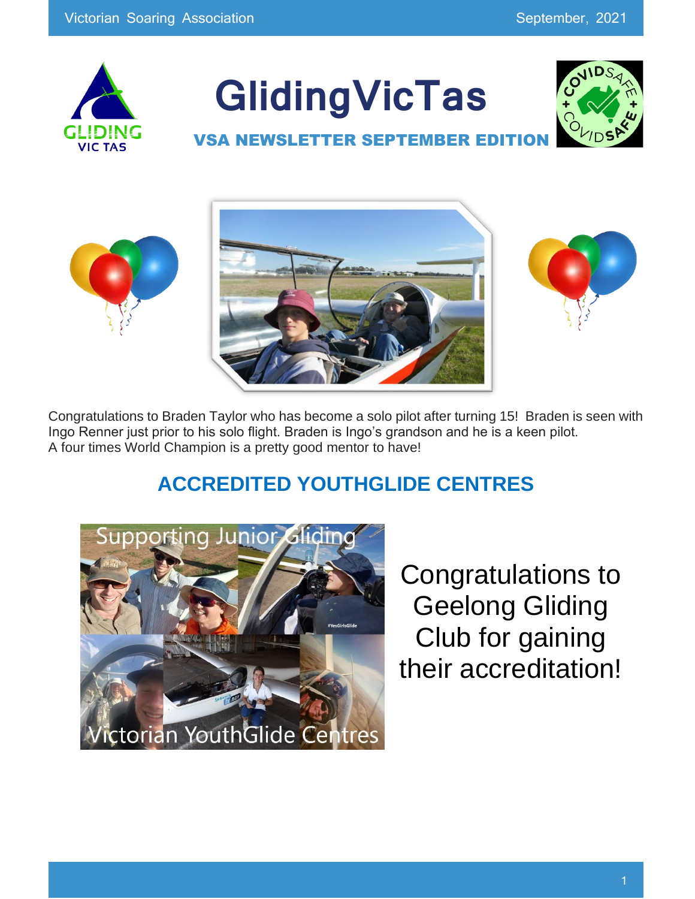# GlidingVicTas

## VSA NEWSLETTER SEPTEMBER EDITION

Congratulations to Braden Taylor who has become a solo pilot after turning 15! Braden is seen with Ingo Renner just prior to his solo flight. Braden is Ingo's grandson and he is a keen pilot. A four times World Champion is a pretty good mentor to have!

## ACCREDITED YOUTHGLIDE CENTRES

Congratulations to Geelong Gliding Club for gaining their accreditation!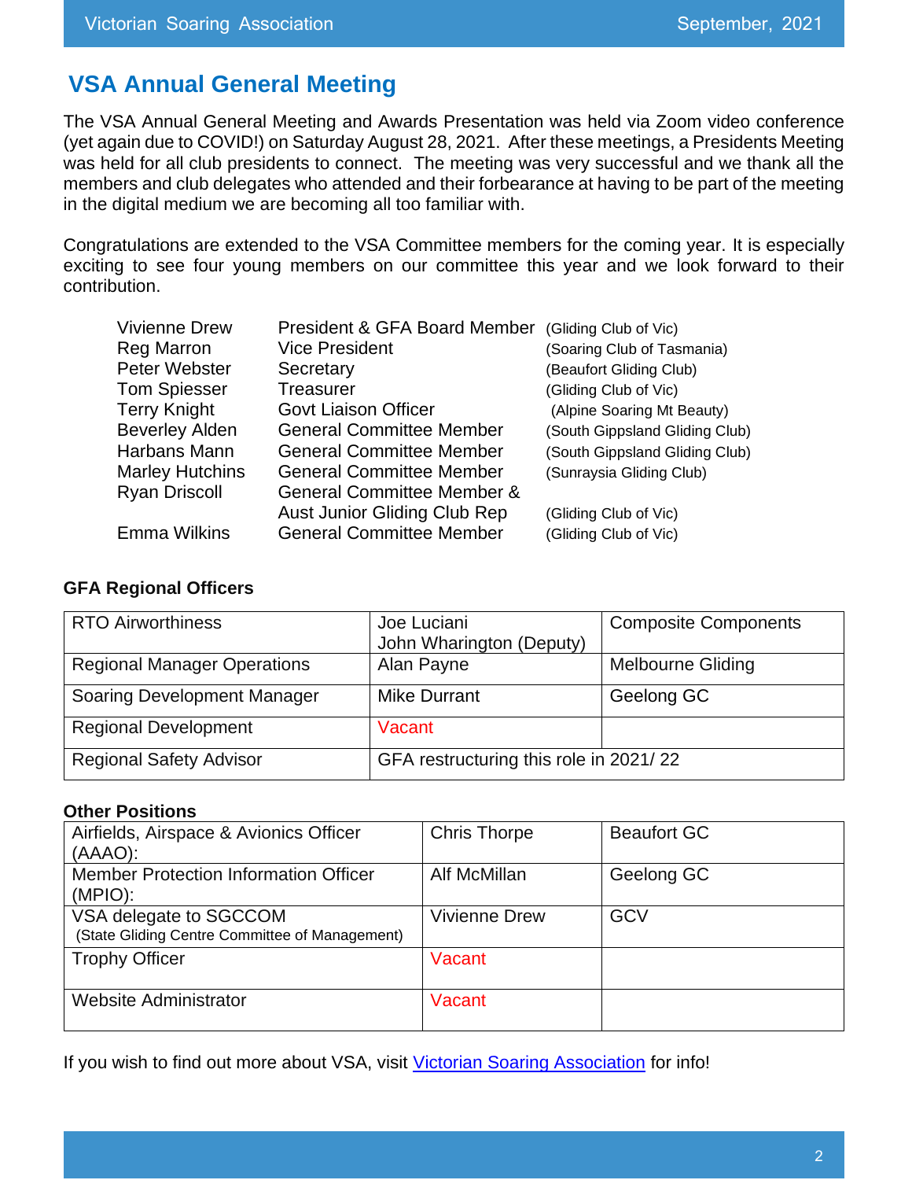## VSA Annual General Meeting

The VSA Annual General Meeting and Awards Presentation was held via Zoom video conference (yet again due to COVID!) on Saturday August 28, 2021. After these meetings, a Presidents Meeting was held for all club presidents to connect. The meeting was very successful and we thank all the members and club delegates who attended and their forbearance at having to be part of the meeting in the digital medium we are becoming all too familiar with.

Congratulations are extended to the VSA Committee members for the coming year. It is especially exciting to see four young members on our committee this year and we look forward to their contribution.

| | | |
|---|---|---|
| Vivienne Drew | President & GFA Board Member | (Gliding Club of Vic) |
| Reg Marron | Vice President | (Soaring Club of Tasmania) |
| Peter Webster | Secretary | (Beaufort Gliding Club) |
| Tom Spiesser | Treasurer | (Gliding Club of Vic) |
| Terry Knight | Govt Liaison Officer | (Alpine Soaring Mt Beauty) |
| Beverley Alden | General Committee Member | (South Gippsland Gliding Club) |
| Harbans Mann | General Committee Member | (South Gippsland Gliding Club) |
| Marley Hutchins | General Committee Member | (Sunraysia Gliding Club) |
| Ryan Driscoll | General Committee Member & Aust Junior Gliding Club Rep | (Gliding Club of Vic) |
| Emma Wilkins | General Committee Member | (Gliding Club of Vic) |

**GFA Regional Officers**

| | | |
|---|---|---|
| RTO Airworthiness | Joe Luciani<br>John Wharington (Deputy) | Composite Components |
| Regional Manager Operations | Alan Payne | Melbourne Gliding |
| Soaring Development Manager | Mike Durrant | Geelong GC |
| Regional Development | Vacant | |
| Regional Safety Advisor | GFA restructuring this role in 2021/ 22 | |

**Other Positions**

| | | |
|---|---|---|
| Airfields, Airspace & Avionics Officer (AAAO): | Chris Thorpe | Beaufort GC |
| Member Protection Information Officer (MPIO): | Alf McMillan | Geelong GC |
| VSA delegate to SGCCOM<br>(State Gliding Centre Committee of Management) | Vivienne Drew | GCV |
| Trophy Officer | Vacant | |
| Website Administrator | Vacant | |

If you wish to find out more about VSA, visit Victorian Soaring Association for info!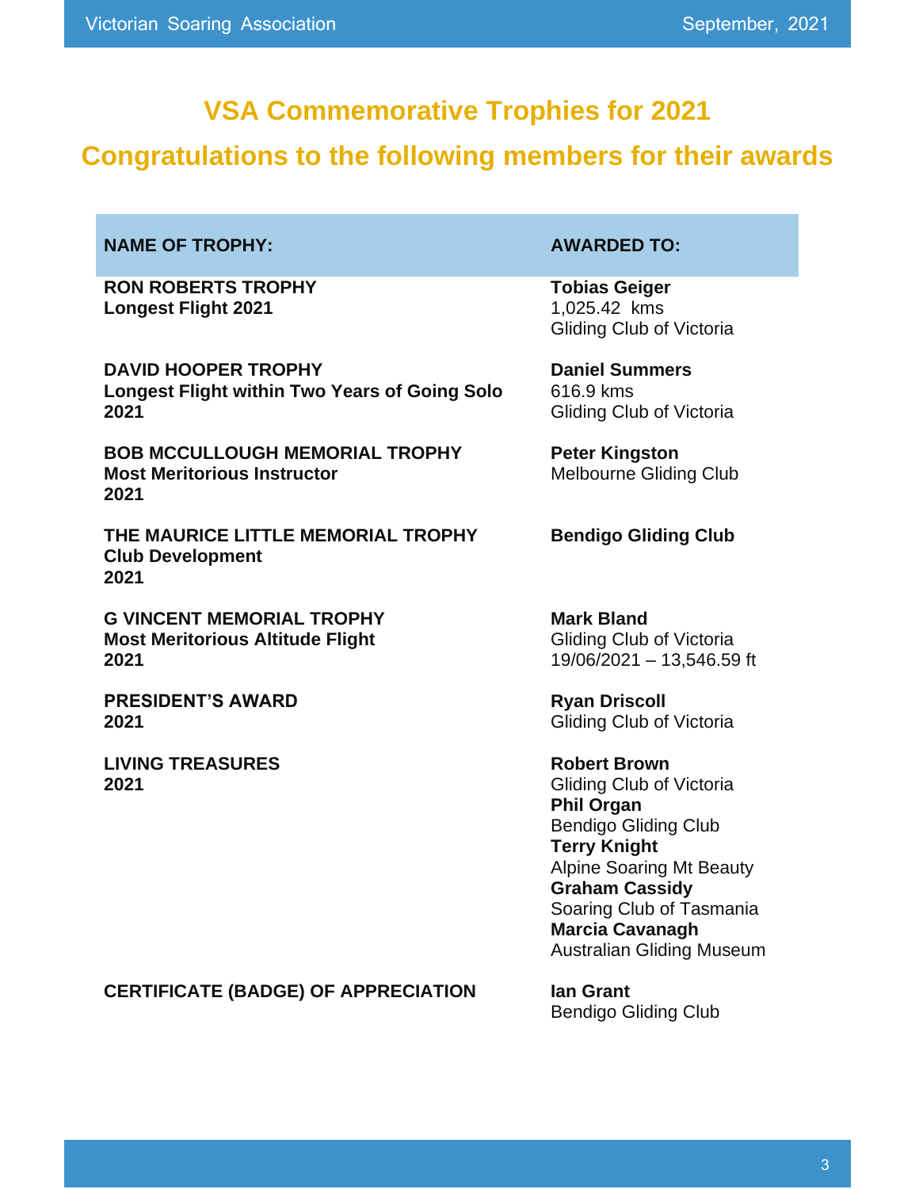# VSA Commemorative Trophies for 2021

## Congratulations to the following members for their awards

| NAME OF TROPHY: | AWARDED TO: |
|---|---|
| **RON ROBERTS TROPHY**<br>**Longest Flight 2021** | **Tobias Geiger**<br>1,025.42 kms<br>Gliding Club of Victoria |
| **DAVID HOOPER TROPHY**<br>**Longest Flight within Two Years of Going Solo 2021** | **Daniel Summers**<br>616.9 kms<br>Gliding Club of Victoria |
| **BOB MCCULLOUGH MEMORIAL TROPHY**<br>**Most Meritorious Instructor**<br>**2021** | **Peter Kingston**<br>Melbourne Gliding Club |
| **THE MAURICE LITTLE MEMORIAL TROPHY**<br>**Club Development**<br>**2021** | **Bendigo Gliding Club** |
| **G VINCENT MEMORIAL TROPHY**<br>**Most Meritorious Altitude Flight**<br>**2021** | **Mark Bland**<br>Gliding Club of Victoria<br>19/06/2021 – 13,546.59 ft |
| **PRESIDENT'S AWARD**<br>**2021** | **Ryan Driscoll**<br>Gliding Club of Victoria |
| **LIVING TREASURES**<br>**2021** | **Robert Brown**<br>Gliding Club of Victoria<br>**Phil Organ**<br>Bendigo Gliding Club<br>**Terry Knight**<br>Alpine Soaring Mt Beauty<br>**Graham Cassidy**<br>Soaring Club of Tasmania<br>**Marcia Cavanagh**<br>Australian Gliding Museum |
| **CERTIFICATE (BADGE) OF APPRECIATION** | **Ian Grant**<br>Bendigo Gliding Club |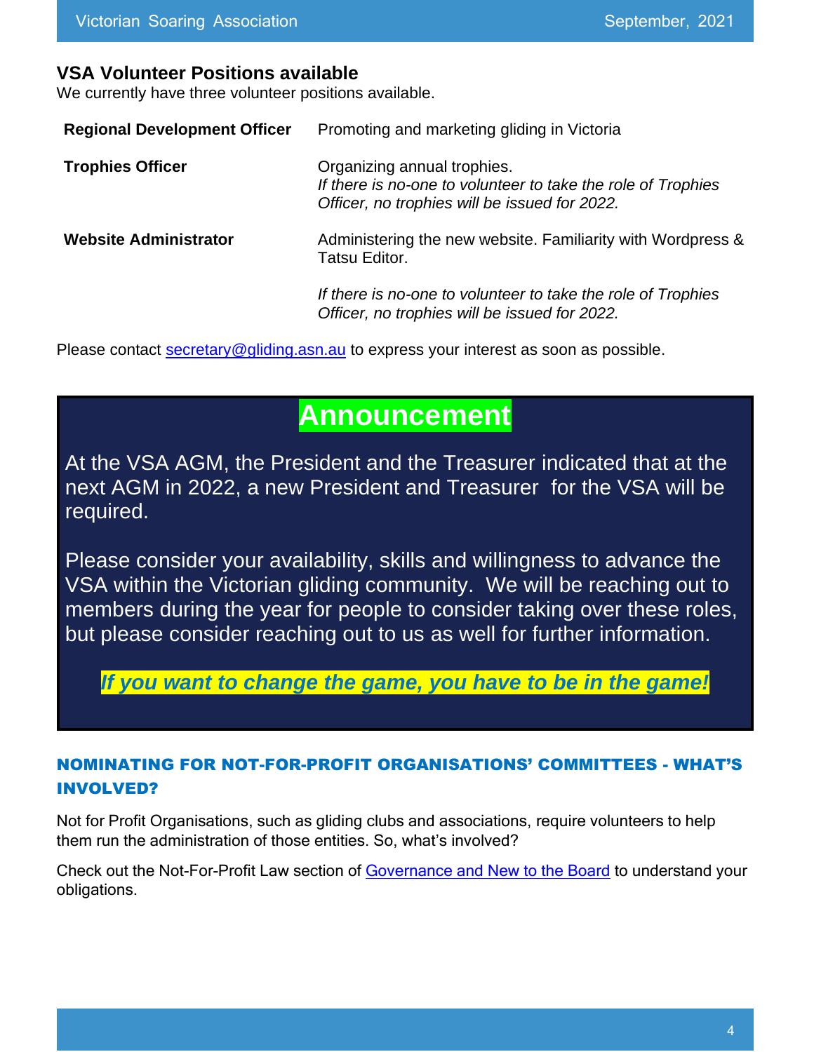## VSA Volunteer Positions available

We currently have three volunteer positions available.

| | |
|---|---|
| **Regional Development Officer** | Promoting and marketing gliding in Victoria |
| **Trophies Officer** | Organizing annual trophies. *If there is no-one to volunteer to take the role of Trophies Officer, no trophies will be issued for 2022.* |
| **Website Administrator** | Administering the new website. Familiarity with Wordpress & Tatsu Editor. *If there is no-one to volunteer to take the role of Trophies Officer, no trophies will be issued for 2022.* |

Please contact secretary@gliding.asn.au to express your interest as soon as possible.

## Announcement

At the VSA AGM, the President and the Treasurer indicated that at the next AGM in 2022, a new President and Treasurer for the VSA will be required.

Please consider your availability, skills and willingness to advance the VSA within the Victorian gliding community. We will be reaching out to members during the year for people to consider taking over these roles, but please consider reaching out to us as well for further information.

***If you want to change the game, you have to be in the game!***

### NOMINATING FOR NOT-FOR-PROFIT ORGANISATIONS' COMMITTEES - WHAT'S INVOLVED?

Not for Profit Organisations, such as gliding clubs and associations, require volunteers to help them run the administration of those entities. So, what's involved?

Check out the Not-For-Profit Law section of Governance and New to the Board to understand your obligations.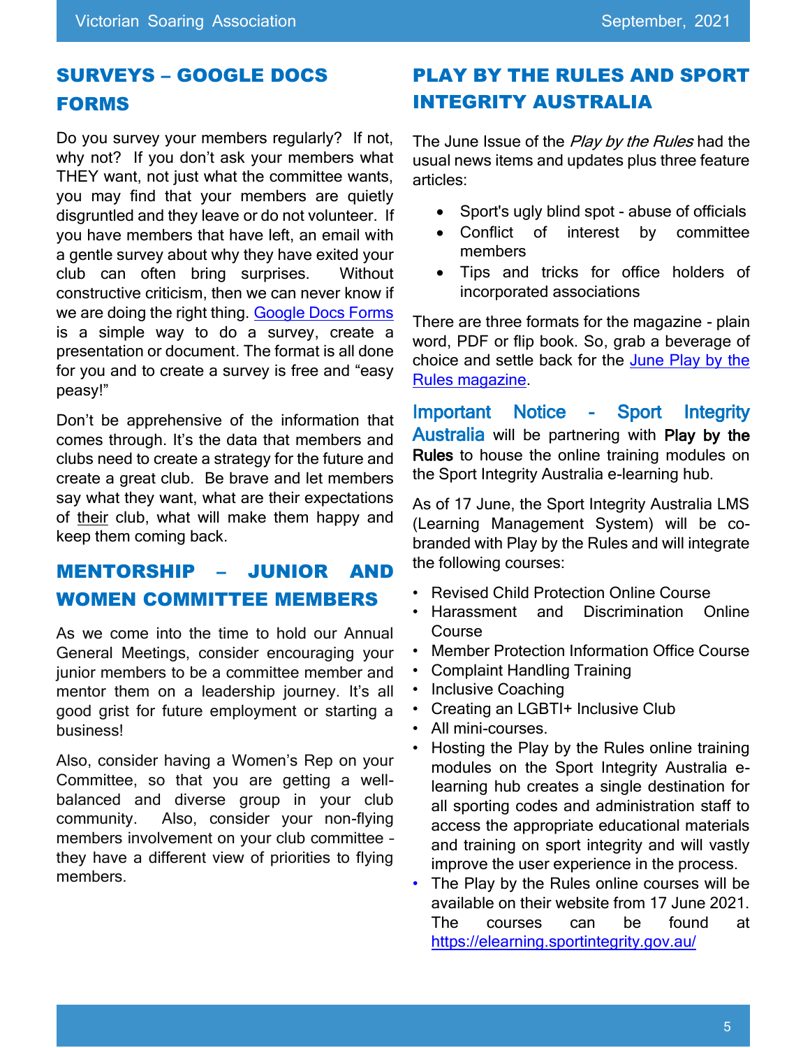## SURVEYS – GOOGLE DOCS FORMS

Do you survey your members regularly? If not, why not? If you don't ask your members what THEY want, not just what the committee wants, you may find that your members are quietly disgruntled and they leave or do not volunteer. If you have members that have left, an email with a gentle survey about why they have exited your club can often bring surprises. Without constructive criticism, then we can never know if we are doing the right thing. Google Docs Forms is a simple way to do a survey, create a presentation or document. The format is all done for you and to create a survey is free and "easy peasy!"

Don't be apprehensive of the information that comes through. It's the data that members and clubs need to create a strategy for the future and create a great club. Be brave and let members say what they want, what are their expectations of their club, what will make them happy and keep them coming back.

## MENTORSHIP – JUNIOR AND WOMEN COMMITTEE MEMBERS

As we come into the time to hold our Annual General Meetings, consider encouraging your junior members to be a committee member and mentor them on a leadership journey. It's all good grist for future employment or starting a business!

Also, consider having a Women's Rep on your Committee, so that you are getting a well-balanced and diverse group in your club community. Also, consider your non-flying members involvement on your club committee – they have a different view of priorities to flying members.

## PLAY BY THE RULES AND SPORT INTEGRITY AUSTRALIA

The June Issue of the *Play by the Rules* had the usual news items and updates plus three feature articles:

- Sport's ugly blind spot - abuse of officials
- Conflict of interest by committee members
- Tips and tricks for office holders of incorporated associations

There are three formats for the magazine - plain word, PDF or flip book. So, grab a beverage of choice and settle back for the June Play by the Rules magazine.

Important Notice - Sport Integrity Australia will be partnering with **Play by the Rules** to house the online training modules on the Sport Integrity Australia e-learning hub.

As of 17 June, the Sport Integrity Australia LMS (Learning Management System) will be co-branded with Play by the Rules and will integrate the following courses:

- Revised Child Protection Online Course
- Harassment and Discrimination Online Course
- Member Protection Information Office Course
- Complaint Handling Training
- Inclusive Coaching
- Creating an LGBTI+ Inclusive Club
- All mini-courses.
- Hosting the Play by the Rules online training modules on the Sport Integrity Australia e-learning hub creates a single destination for all sporting codes and administration staff to access the appropriate educational materials and training on sport integrity and will vastly improve the user experience in the process.
- The Play by the Rules online courses will be available on their website from 17 June 2021. The courses can be found at https://elearning.sportintegrity.gov.au/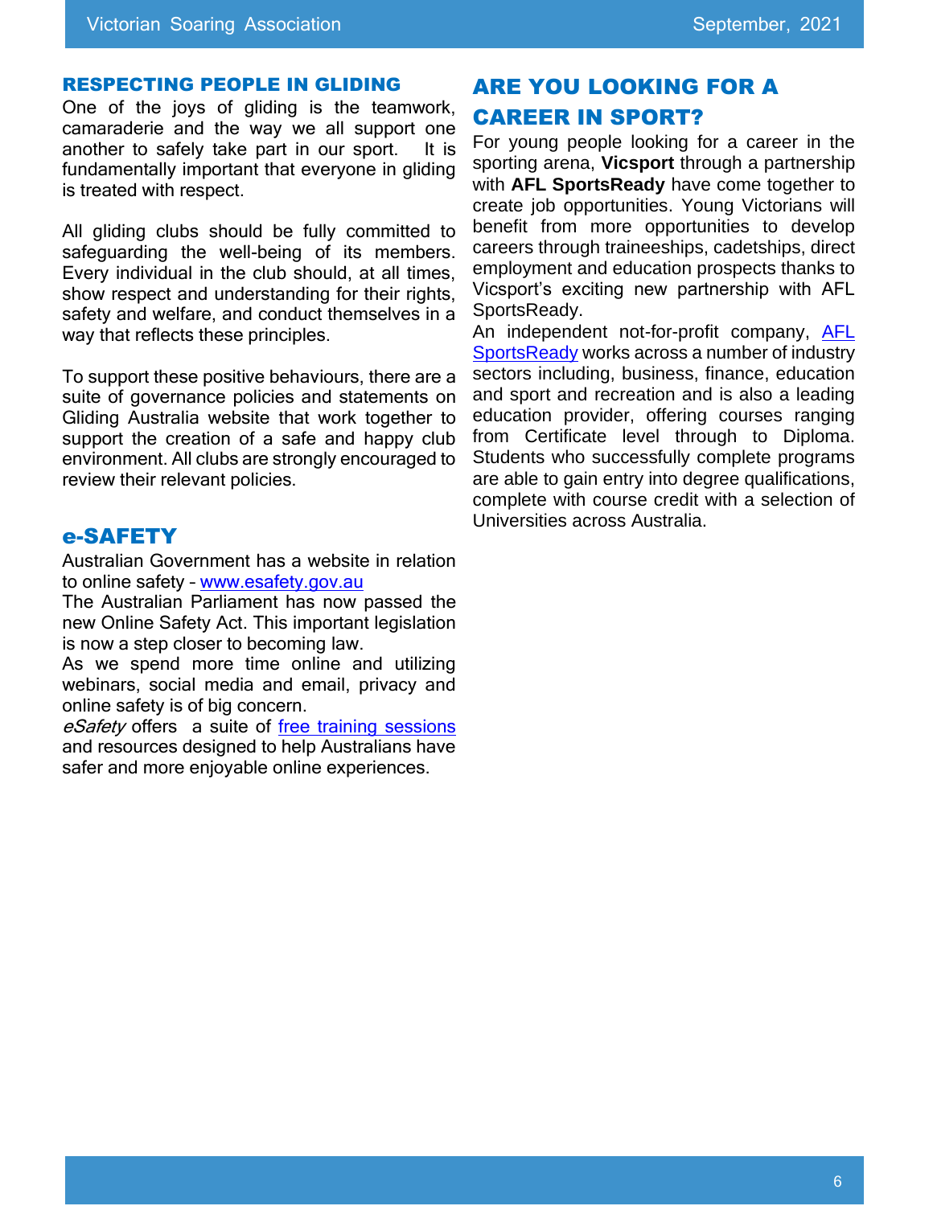## RESPECTING PEOPLE IN GLIDING

One of the joys of gliding is the teamwork, camaraderie and the way we all support one another to safely take part in our sport. It is fundamentally important that everyone in gliding is treated with respect.

All gliding clubs should be fully committed to safeguarding the well-being of its members. Every individual in the club should, at all times, show respect and understanding for their rights, safety and welfare, and conduct themselves in a way that reflects these principles.

To support these positive behaviours, there are a suite of governance policies and statements on Gliding Australia website that work together to support the creation of a safe and happy club environment. All clubs are strongly encouraged to review their relevant policies.

## e-SAFETY

Australian Government has a website in relation to online safety - www.esafety.gov.au
The Australian Parliament has now passed the new Online Safety Act. This important legislation is now a step closer to becoming law.
As we spend more time online and utilizing webinars, social media and email, privacy and online safety is of big concern.
*eSafety* offers a suite of free training sessions and resources designed to help Australians have safer and more enjoyable online experiences.

## ARE YOU LOOKING FOR A CAREER IN SPORT?

For young people looking for a career in the sporting arena, **Vicsport** through a partnership with **AFL SportsReady** have come together to create job opportunities. Young Victorians will benefit from more opportunities to develop careers through traineeships, cadetships, direct employment and education prospects thanks to Vicsport's exciting new partnership with AFL SportsReady.
An independent not-for-profit company, AFL SportsReady works across a number of industry sectors including, business, finance, education and sport and recreation and is also a leading education provider, offering courses ranging from Certificate level through to Diploma. Students who successfully complete programs are able to gain entry into degree qualifications, complete with course credit with a selection of Universities across Australia.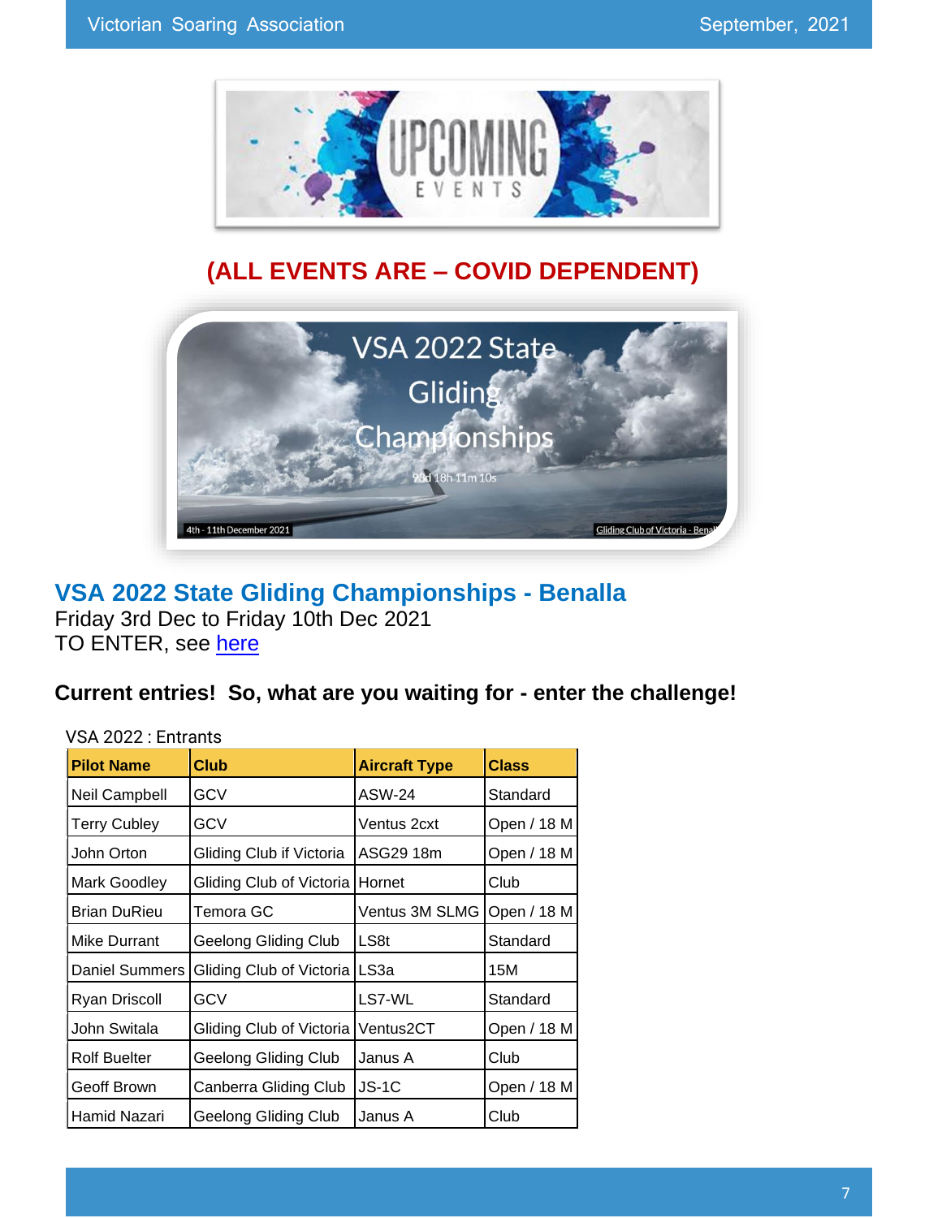**(ALL EVENTS ARE – COVID DEPENDENT)**

## VSA 2022 State Gliding Championships - Benalla

Friday 3rd Dec to Friday 10th Dec 2021
TO ENTER, see here

### Current entries! So, what are you waiting for - enter the challenge!

VSA 2022 : Entrants

| Pilot Name | Club | Aircraft Type | Class |
|---|---|---|---|
| Neil Campbell | GCV | ASW-24 | Standard |
| Terry Cubley | GCV | Ventus 2cxt | Open / 18 M |
| John Orton | Gliding Club if Victoria | ASG29 18m | Open / 18 M |
| Mark Goodley | Gliding Club of Victoria | Hornet | Club |
| Brian DuRieu | Temora GC | Ventus 3M SLMG | Open / 18 M |
| Mike Durrant | Geelong Gliding Club | LS8t | Standard |
| Daniel Summers | Gliding Club of Victoria | LS3a | 15M |
| Ryan Driscoll | GCV | LS7-WL | Standard |
| John Switala | Gliding Club of Victoria | Ventus2CT | Open / 18 M |
| Rolf Buelter | Geelong Gliding Club | Janus A | Club |
| Geoff Brown | Canberra Gliding Club | JS-1C | Open / 18 M |
| Hamid Nazari | Geelong Gliding Club | Janus A | Club |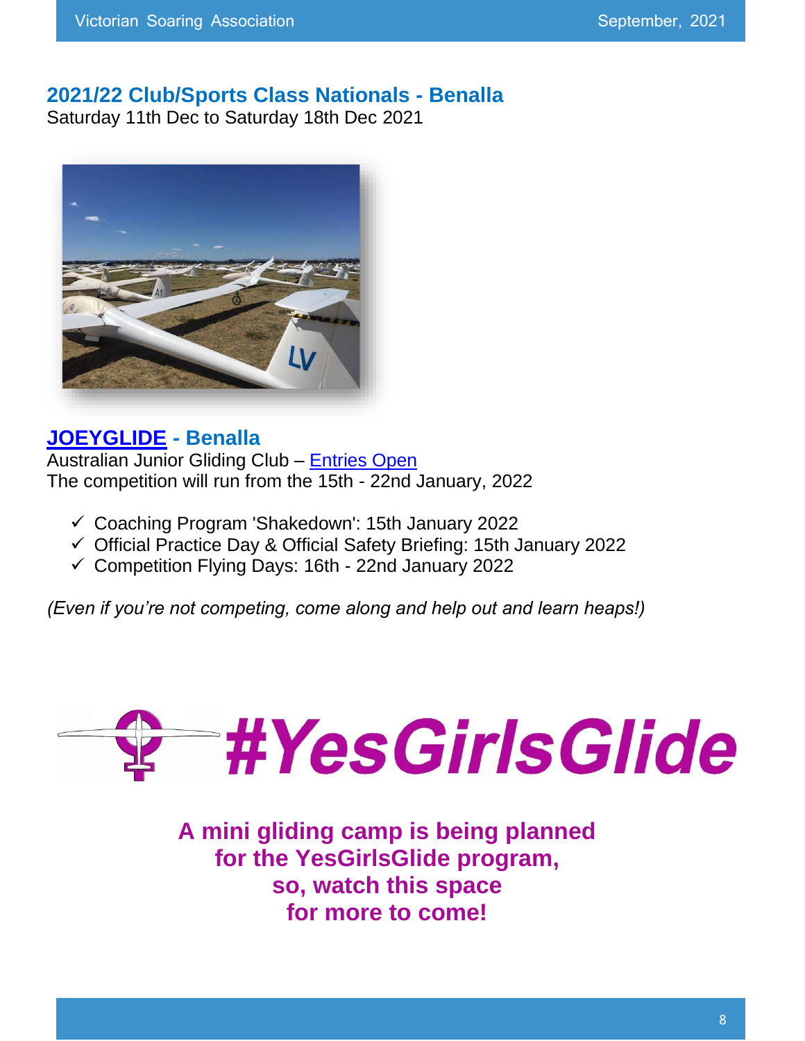## 2021/22 Club/Sports Class Nationals - Benalla

Saturday 11th Dec to Saturday 18th Dec 2021

## JOEYGLIDE - Benalla

Australian Junior Gliding Club – Entries Open
The competition will run from the 15th - 22nd January, 2022

- ✓ Coaching Program 'Shakedown': 15th January 2022
- ✓ Official Practice Day & Official Safety Briefing: 15th January 2022
- ✓ Competition Flying Days: 16th - 22nd January 2022

*(Even if you're not competing, come along and help out and learn heaps!)*

# #YesGirlsGlide

**A mini gliding camp is being planned for the YesGirlsGlide program, so, watch this space for more to come!**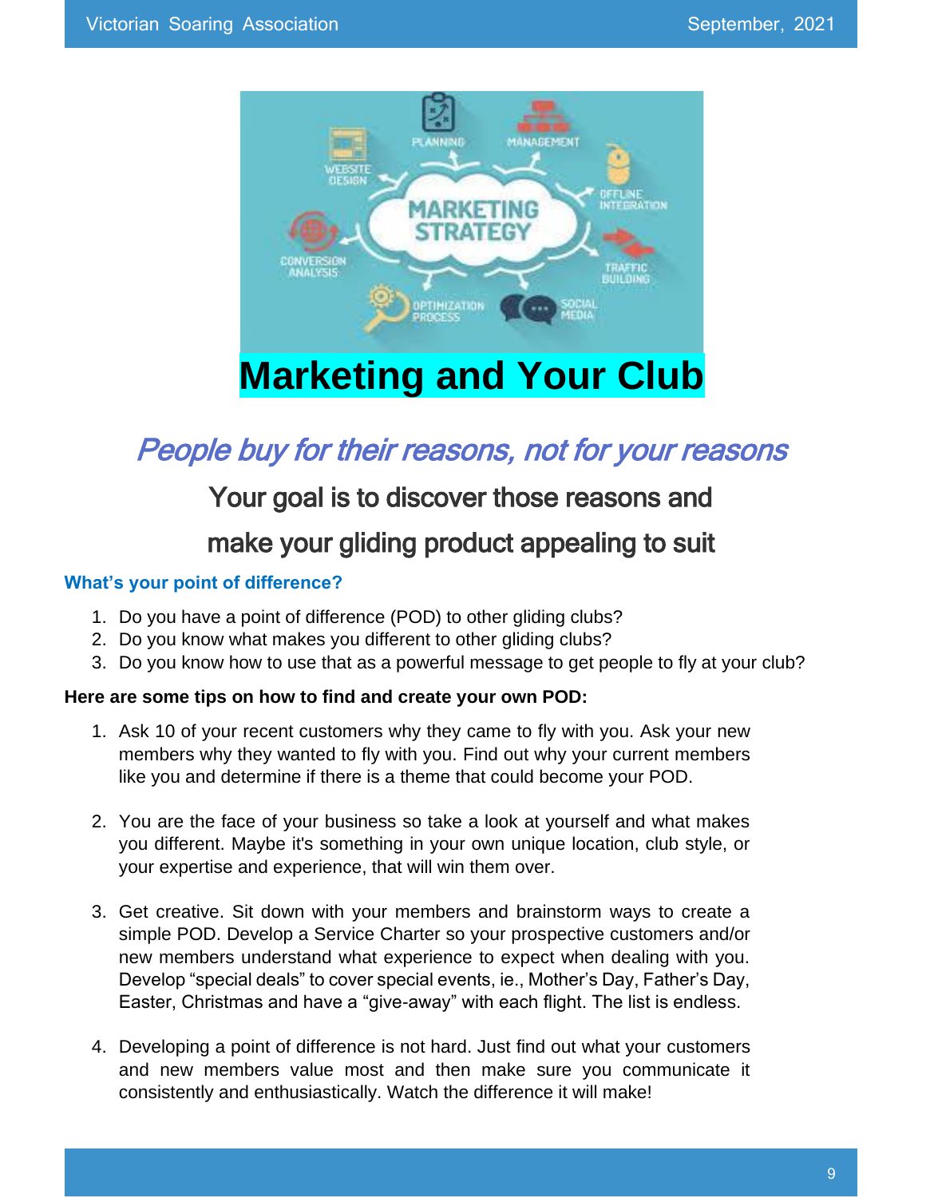# Marketing and Your Club

## *People buy for their reasons, not for your reasons*

### Your goal is to discover those reasons and make your gliding product appealing to suit

**What's your point of difference?**

1. Do you have a point of difference (POD) to other gliding clubs?
2. Do you know what makes you different to other gliding clubs?
3. Do you know how to use that as a powerful message to get people to fly at your club?

**Here are some tips on how to find and create your own POD:**

1. Ask 10 of your recent customers why they came to fly with you. Ask your new members why they wanted to fly with you. Find out why your current members like you and determine if there is a theme that could become your POD.

2. You are the face of your business so take a look at yourself and what makes you different. Maybe it's something in your own unique location, club style, or your expertise and experience, that will win them over.

3. Get creative. Sit down with your members and brainstorm ways to create a simple POD. Develop a Service Charter so your prospective customers and/or new members understand what experience to expect when dealing with you. Develop "special deals" to cover special events, ie., Mother's Day, Father's Day, Easter, Christmas and have a "give-away" with each flight. The list is endless.

4. Developing a point of difference is not hard. Just find out what your customers and new members value most and then make sure you communicate it consistently and enthusiastically. Watch the difference it will make!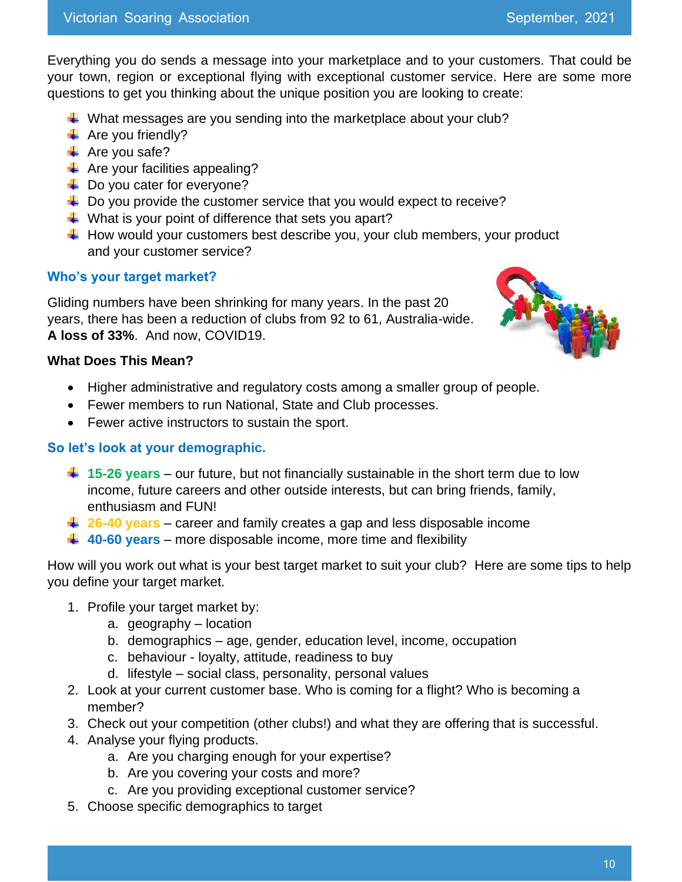Everything you do sends a message into your marketplace and to your customers. That could be your town, region or exceptional flying with exceptional customer service. Here are some more questions to get you thinking about the unique position you are looking to create:

- What messages are you sending into the marketplace about your club?
- Are you friendly?
- Are you safe?
- Are your facilities appealing?
- Do you cater for everyone?
- Do you provide the customer service that you would expect to receive?
- What is your point of difference that sets you apart?
- How would your customers best describe you, your club members, your product and your customer service?

## Who's your target market?

Gliding numbers have been shrinking for many years. In the past 20 years, there has been a reduction of clubs from 92 to 61, Australia-wide. **A loss of 33%**. And now, COVID19.

**What Does This Mean?**

- Higher administrative and regulatory costs among a smaller group of people.
- Fewer members to run National, State and Club processes.
- Fewer active instructors to sustain the sport.

## So let's look at your demographic.

- **15-26 years** – our future, but not financially sustainable in the short term due to low income, future careers and other outside interests, but can bring friends, family, enthusiasm and FUN!
- **26-40 years** – career and family creates a gap and less disposable income
- **40-60 years** – more disposable income, more time and flexibility

How will you work out what is your best target market to suit your club? Here are some tips to help you define your target market.

1. Profile your target market by:
    a. geography – location
    b. demographics – age, gender, education level, income, occupation
    c. behaviour - loyalty, attitude, readiness to buy
    d. lifestyle – social class, personality, personal values
2. Look at your current customer base. Who is coming for a flight? Who is becoming a member?
3. Check out your competition (other clubs!) and what they are offering that is successful.
4. Analyse your flying products.
    a. Are you charging enough for your expertise?
    b. Are you covering your costs and more?
    c. Are you providing exceptional customer service?
5. Choose specific demographics to target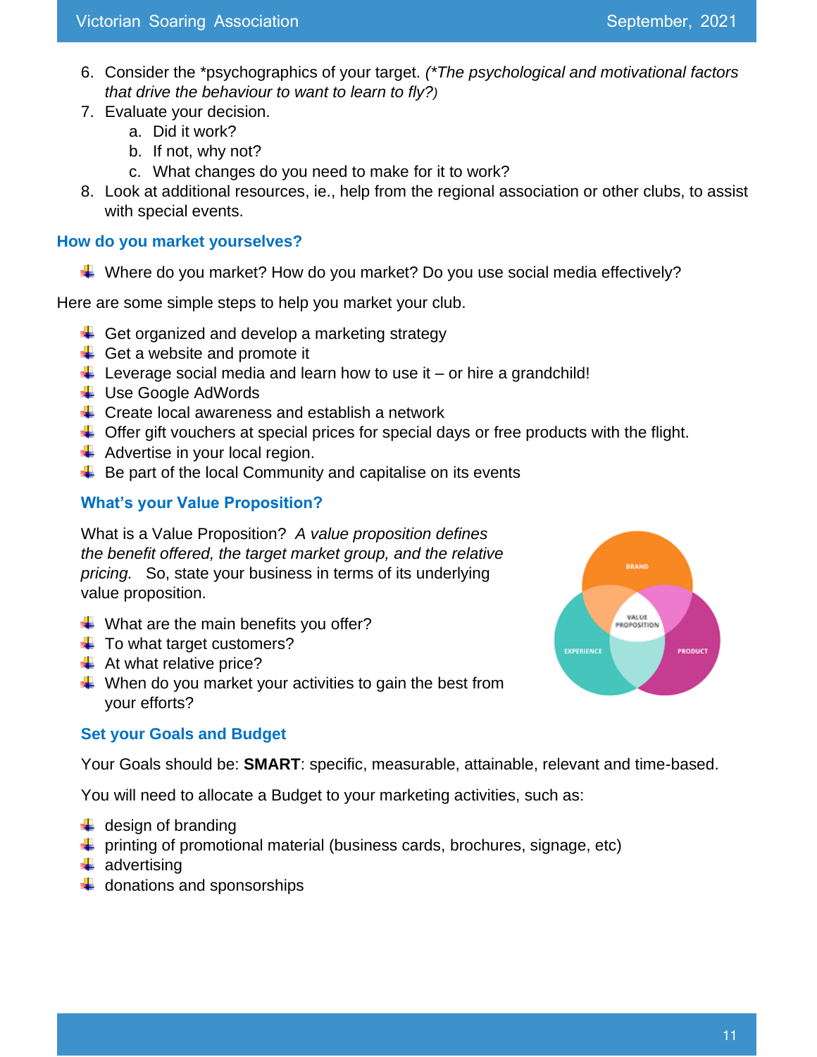6. Consider the *psychographics of your target. *(\*The psychological and motivational factors that drive the behaviour to want to learn to fly?)*
7. Evaluate your decision.
    a. Did it work?
    b. If not, why not?
    c. What changes do you need to make for it to work?
8. Look at additional resources, ie., help from the regional association or other clubs, to assist with special events.

## How do you market yourselves?

- Where do you market? How do you market? Do you use social media effectively?

Here are some simple steps to help you market your club.

- Get organized and develop a marketing strategy
- Get a website and promote it
- Leverage social media and learn how to use it – or hire a grandchild!
- Use Google AdWords
- Create local awareness and establish a network
- Offer gift vouchers at special prices for special days or free products with the flight.
- Advertise in your local region.
- Be part of the local Community and capitalise on its events

## What's your Value Proposition?

What is a Value Proposition? *A value proposition defines the benefit offered, the target market group, and the relative pricing.* So, state your business in terms of its underlying value proposition.

- What are the main benefits you offer?
- To what target customers?
- At what relative price?
- When do you market your activities to gain the best from your efforts?

## Set your Goals and Budget

Your Goals should be: **SMART**: specific, measurable, attainable, relevant and time-based.

You will need to allocate a Budget to your marketing activities, such as:

- design of branding
- printing of promotional material (business cards, brochures, signage, etc)
- advertising
- donations and sponsorships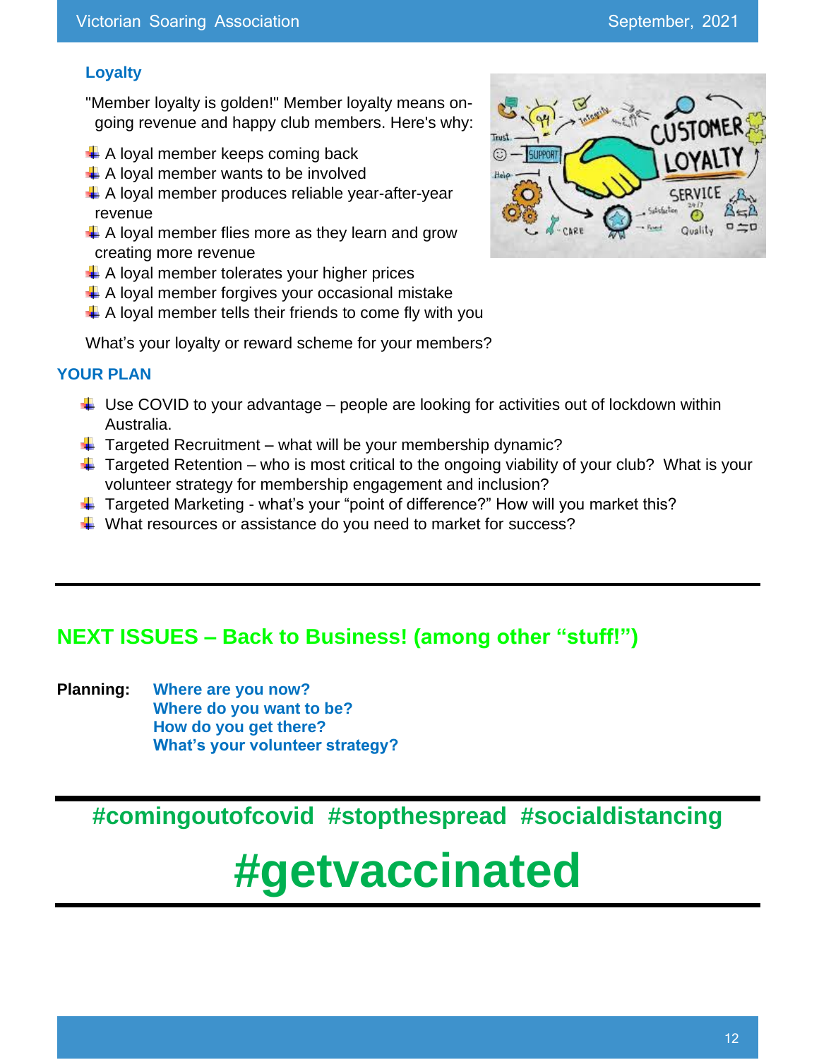### Loyalty

"Member loyalty is golden!" Member loyalty means on-going revenue and happy club members. Here's why:

- A loyal member keeps coming back
- A loyal member wants to be involved
- A loyal member produces reliable year-after-year revenue
- A loyal member flies more as they learn and grow creating more revenue
- A loyal member tolerates your higher prices
- A loyal member forgives your occasional mistake
- A loyal member tells their friends to come fly with you

What's your loyalty or reward scheme for your members?

### YOUR PLAN

- Use COVID to your advantage – people are looking for activities out of lockdown within Australia.
- Targeted Recruitment – what will be your membership dynamic?
- Targeted Retention – who is most critical to the ongoing viability of your club? What is your volunteer strategy for membership engagement and inclusion?
- Targeted Marketing - what's your "point of difference?" How will you market this?
- What resources or assistance do you need to market for success?

---

## NEXT ISSUES – Back to Business! (among other "stuff!")

**Planning:**

**Where are you now?**
**Where do you want to be?**
**How do you get there?**
**What's your volunteer strategy?**

---

**#comingoutofcovid #stopthespread #socialdistancing**

# #getvaccinated

---